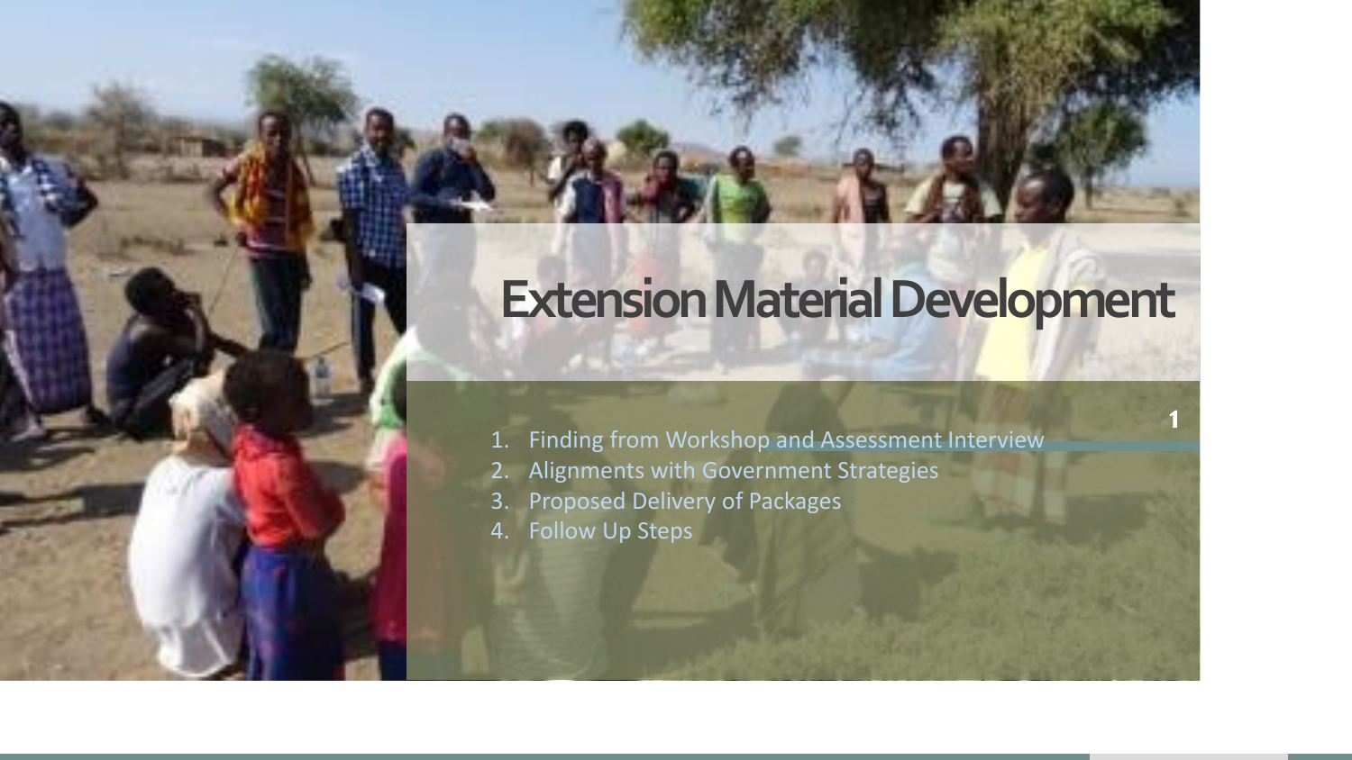# Extension Material Development

1. Finding from Workshop and Assessment Interview
2. Alignments with Government Strategies
3. Proposed Delivery of Packages
4. Follow Up Steps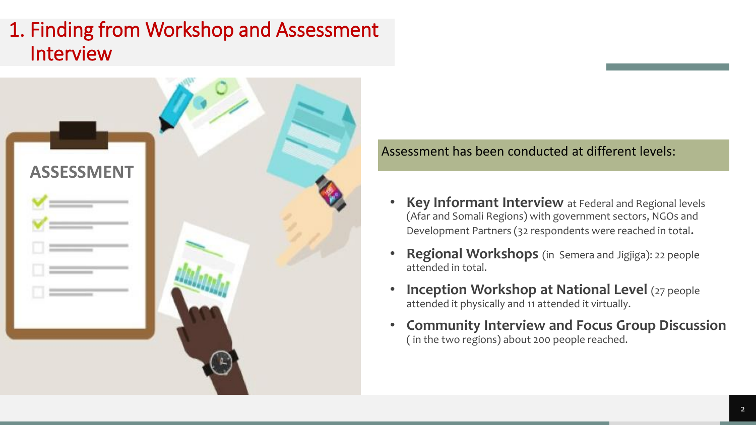# 1. Finding from Workshop and Assessment Interview

Assessment has been conducted at different levels:

- **Key Informant Interview** at Federal and Regional levels (Afar and Somali Regions) with government sectors, NGOs and Development Partners (32 respondents were reached in total.
- **Regional Workshops** (in Semera and Jigjiga): 22 people attended in total.
- **Inception Workshop at National Level** (27 people attended it physically and 11 attended it virtually.
- **Community Interview and Focus Group Discussion** ( in the two regions) about 200 people reached.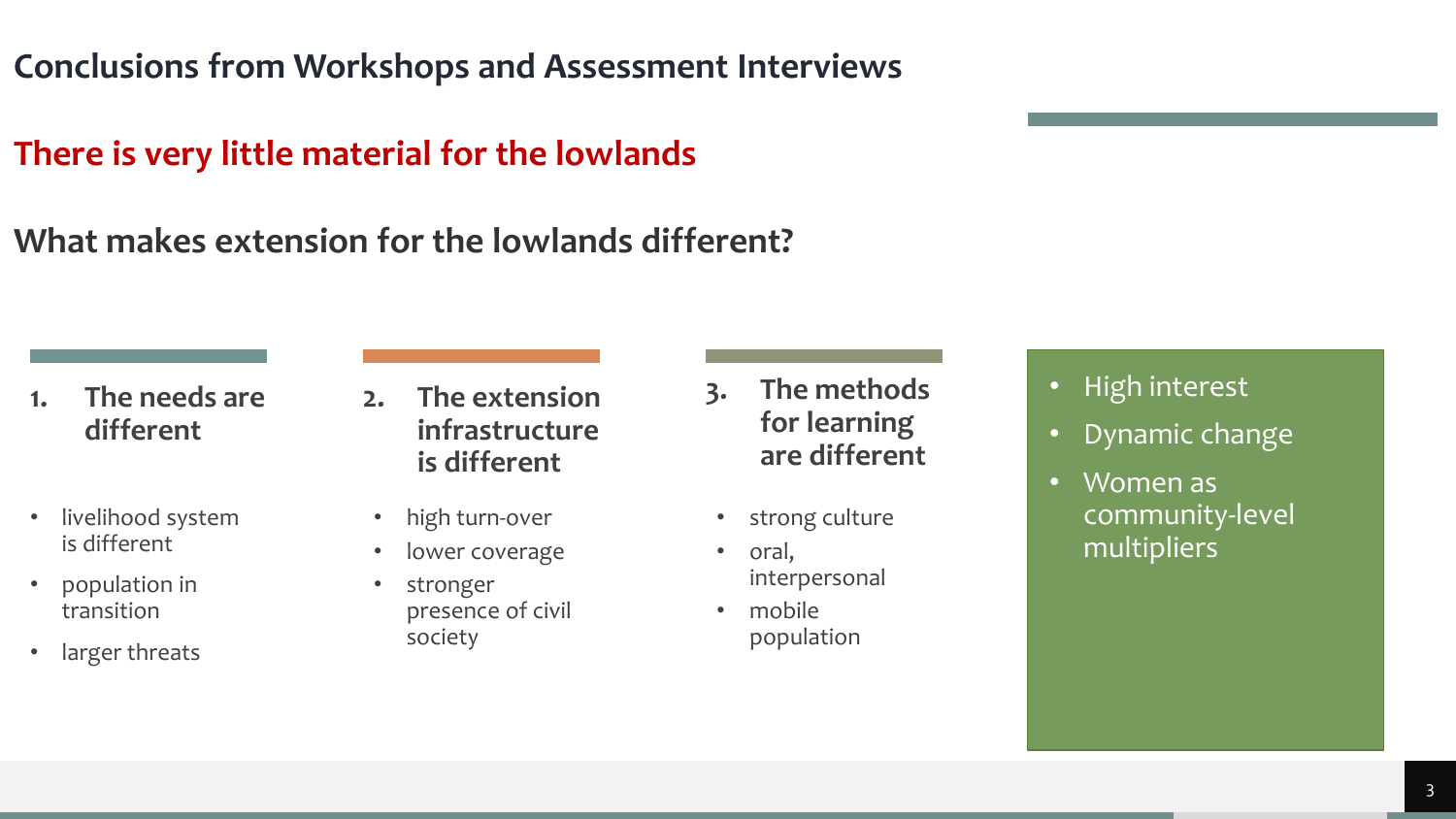# Conclusions from Workshops and Assessment Interviews

## There is very little material for the lowlands

## What makes extension for the lowlands different?

1. **The needs are different**
   - livelihood system is different
   - population in transition
   - larger threats

2. **The extension infrastructure is different**
   - high turn-over
   - lower coverage
   - stronger presence of civil society

3. **The methods for learning are different**
   - strong culture
   - oral, interpersonal
   - mobile population

- High interest
- Dynamic change
- Women as community-level multipliers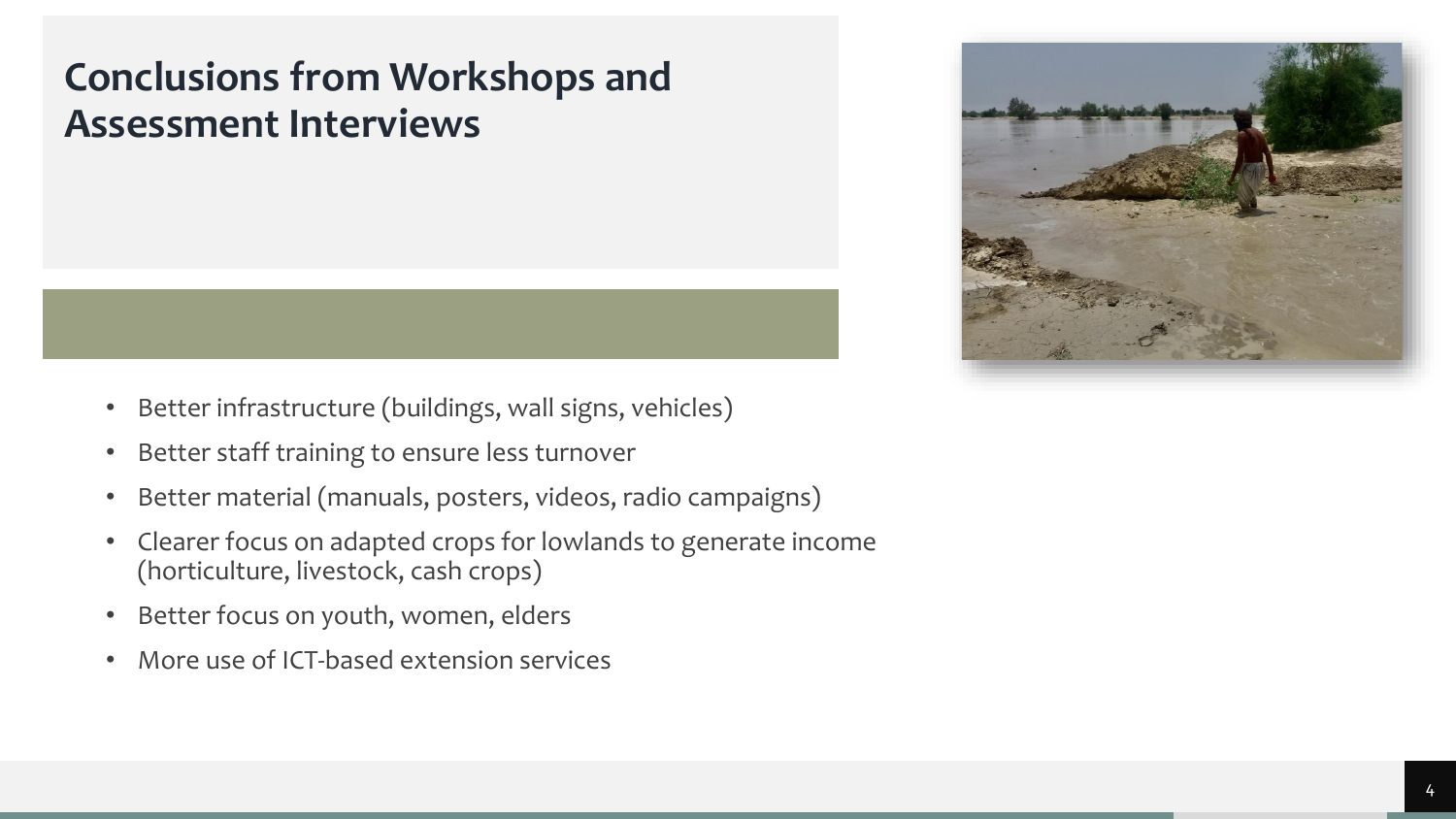# Conclusions from Workshops and Assessment Interviews

- Better infrastructure (buildings, wall signs, vehicles)
- Better staff training to ensure less turnover
- Better material (manuals, posters, videos, radio campaigns)
- Clearer focus on adapted crops for lowlands to generate income (horticulture, livestock, cash crops)
- Better focus on youth, women, elders
- More use of ICT-based extension services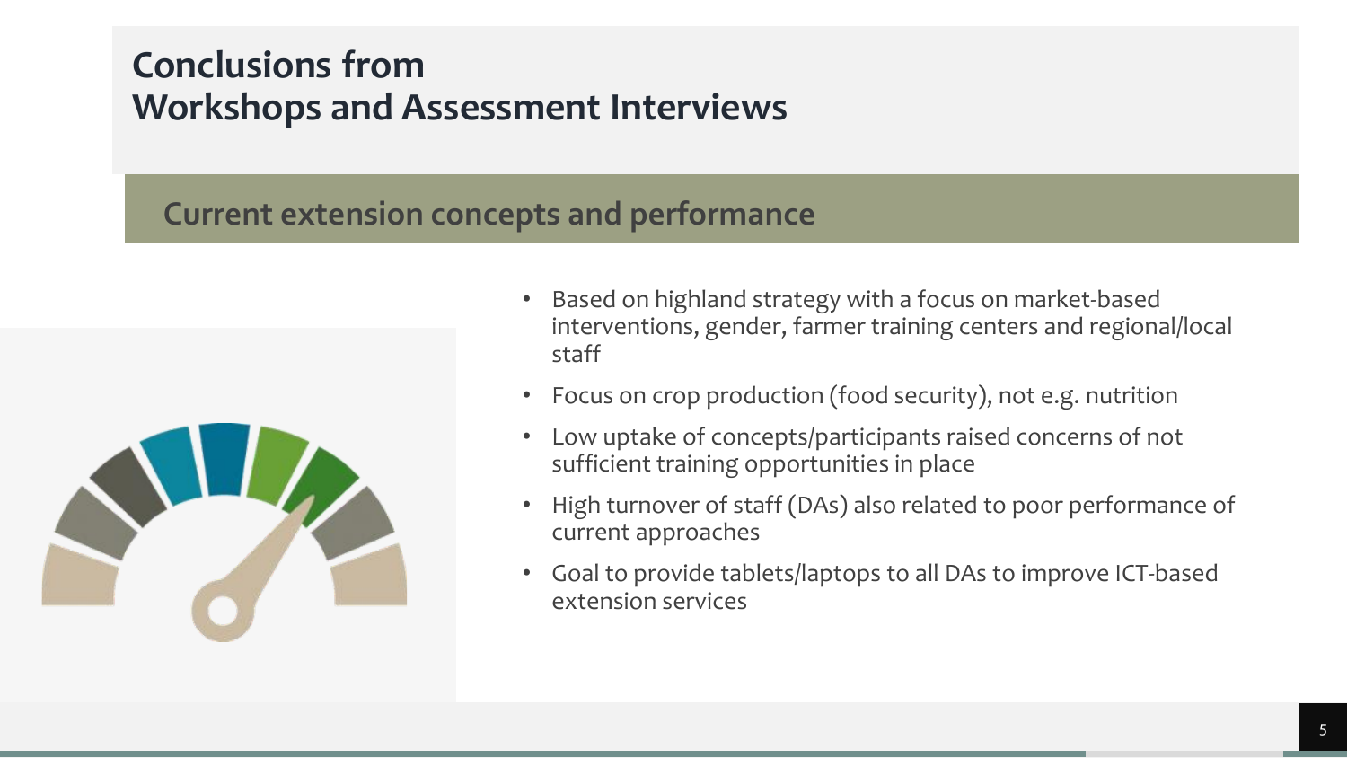# Conclusions from Workshops and Assessment Interviews

## Current extension concepts and performance

- Based on highland strategy with a focus on market-based interventions, gender, farmer training centers and regional/local staff
- Focus on crop production (food security), not e.g. nutrition
- Low uptake of concepts/participants raised concerns of not sufficient training opportunities in place
- High turnover of staff (DAs) also related to poor performance of current approaches
- Goal to provide tablets/laptops to all DAs to improve ICT-based extension services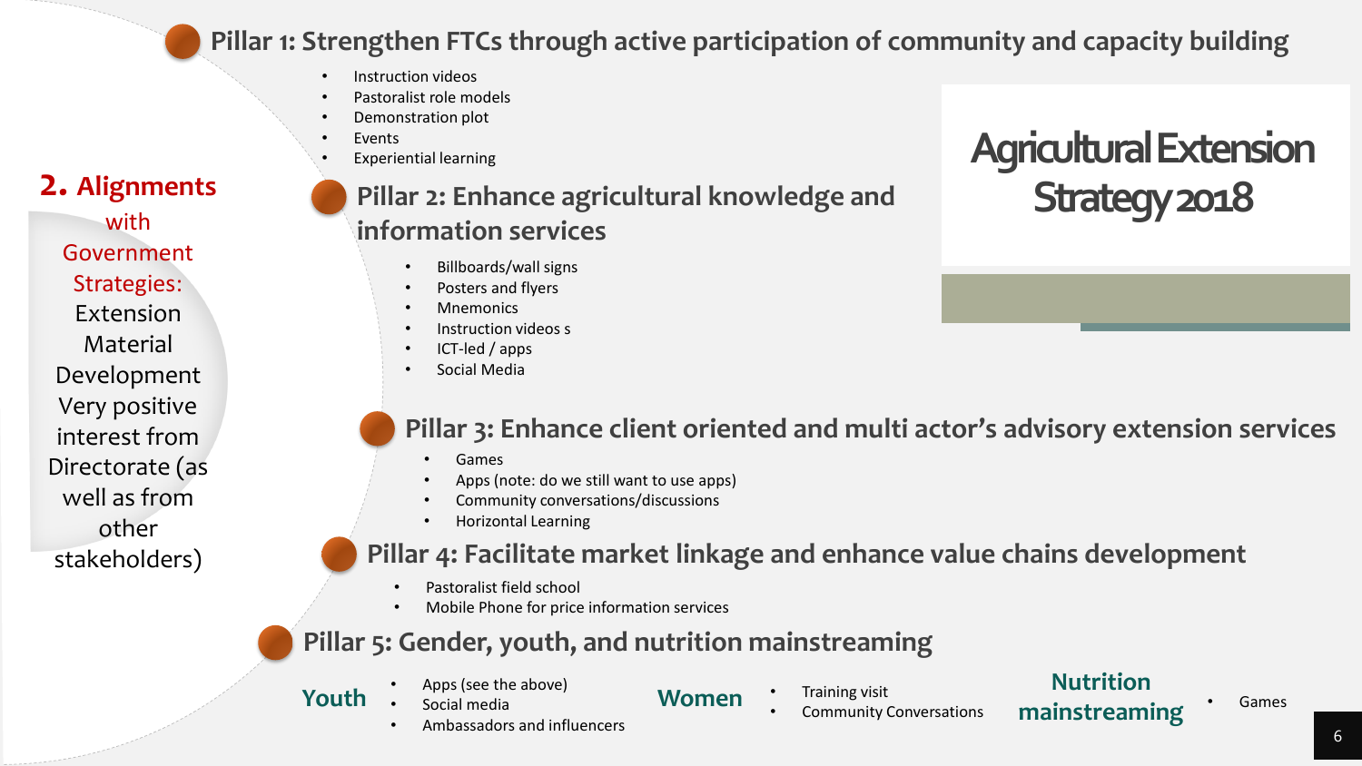## 2. Alignments with Government Strategies:

Extension Material Development Very positive interest from Directorate (as well as from other stakeholders)

# Agricultural Extension Strategy 2018

### Pillar 1: Strengthen FTCs through active participation of community and capacity building

- Instruction videos
- Pastoralist role models
- Demonstration plot
- Events
- Experiential learning

### Pillar 2: Enhance agricultural knowledge and information services

- Billboards/wall signs
- Posters and flyers
- Mnemonics
- Instruction videos s
- ICT-led / apps
- Social Media

### Pillar 3: Enhance client oriented and multi actor's advisory extension services

- Games
- Apps (note: do we still want to use apps)
- Community conversations/discussions
- Horizontal Learning

### Pillar 4: Facilitate market linkage and enhance value chains development

- Pastoralist field school
- Mobile Phone for price information services

### Pillar 5: Gender, youth, and nutrition mainstreaming

**Youth**

- Apps (see the above)
- Social media
- Ambassadors and influencers

**Women**

- Training visit
- Community Conversations

**Nutrition mainstreaming**

- Games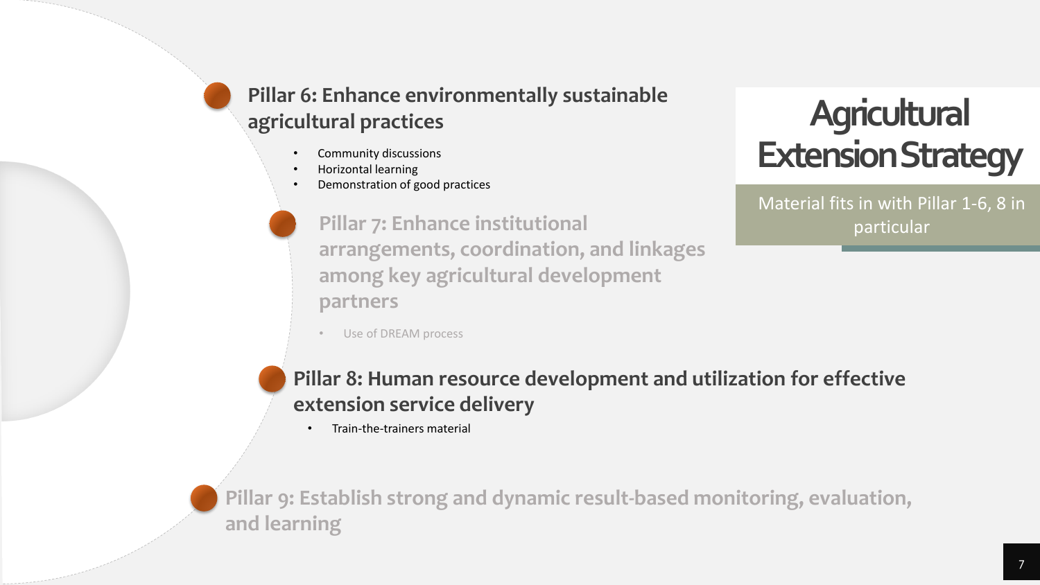# Agricultural Extension Strategy

Material fits in with Pillar 1-6, 8 in particular

## Pillar 6: Enhance environmentally sustainable agricultural practices

- Community discussions
- Horizontal learning
- Demonstration of good practices

## Pillar 7: Enhance institutional arrangements, coordination, and linkages among key agricultural development partners

- Use of DREAM process

## Pillar 8: Human resource development and utilization for effective extension service delivery

- Train-the-trainers material

## Pillar 9: Establish strong and dynamic result-based monitoring, evaluation, and learning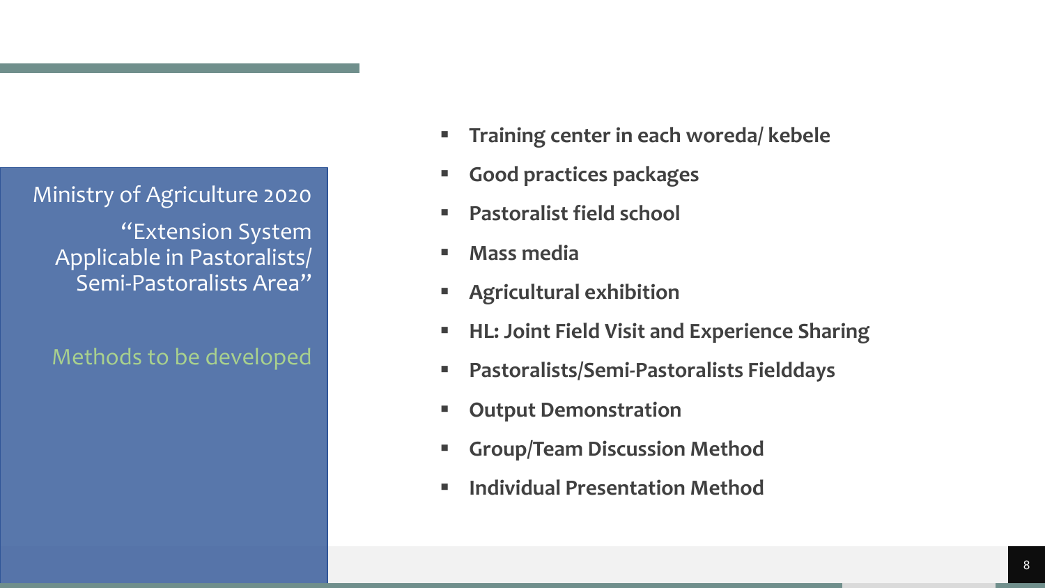Ministry of Agriculture 2020

"Extension System Applicable in Pastoralists/ Semi-Pastoralists Area"

Methods to be developed

- **Training center in each woreda/ kebele**
- **Good practices packages**
- **Pastoralist field school**
- **Mass media**
- **Agricultural exhibition**
- **HL: Joint Field Visit and Experience Sharing**
- **Pastoralists/Semi-Pastoralists Fielddays**
- **Output Demonstration**
- **Group/Team Discussion Method**
- **Individual Presentation Method**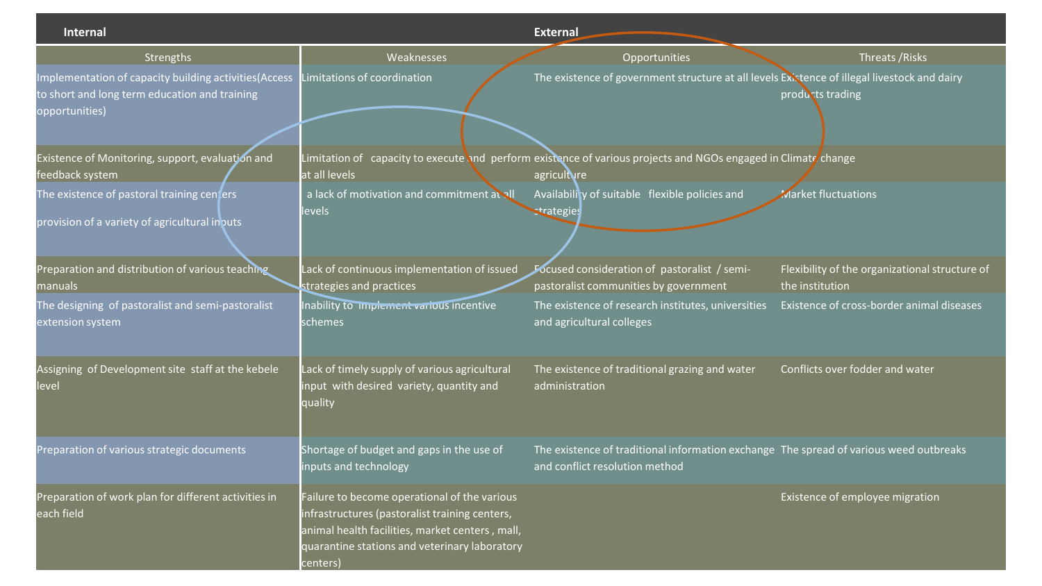| Internal | | External | |
|---|---|---|---|
| Strengths | Weaknesses | Opportunities | Threats /Risks |
| Implementation of capacity building activities(Access to short and long term education and training opportunities) | Limitations of coordination | The existence of government structure at all levels | Existence of illegal livestock and dairy products trading |
| Existence of Monitoring, support, evaluation and feedback system | Limitation of capacity to execute and perform at all levels | existence of various projects and NGOs engaged in agriculture | Climate change |
| The existence of pastoral training centers<br><br>provision of a variety of agricultural inputs | a lack of motivation and commitment at all levels | Availability of suitable flexible policies and strategies | Market fluctuations |
| Preparation and distribution of various teaching manuals | Lack of continuous implementation of issued strategies and practices | Focused consideration of pastoralist / semi-pastoralist communities by government | Flexibility of the organizational structure of the institution |
| The designing of pastoralist and semi-pastoralist extension system | Inability to implement various incentive schemes | The existence of research institutes, universities and agricultural colleges | Existence of cross-border animal diseases |
| Assigning of Development site staff at the kebele level | Lack of timely supply of various agricultural input with desired variety, quantity and quality | The existence of traditional grazing and water administration | Conflicts over fodder and water |
| Preparation of various strategic documents | Shortage of budget and gaps in the use of inputs and technology | The existence of traditional information exchange and conflict resolution method | The spread of various weed outbreaks |
| Preparation of work plan for different activities in each field | Failure to become operational of the various infrastructures (pastoralist training centers, animal health facilities, market centers , mall, quarantine stations and veterinary laboratory centers) | | Existence of employee migration |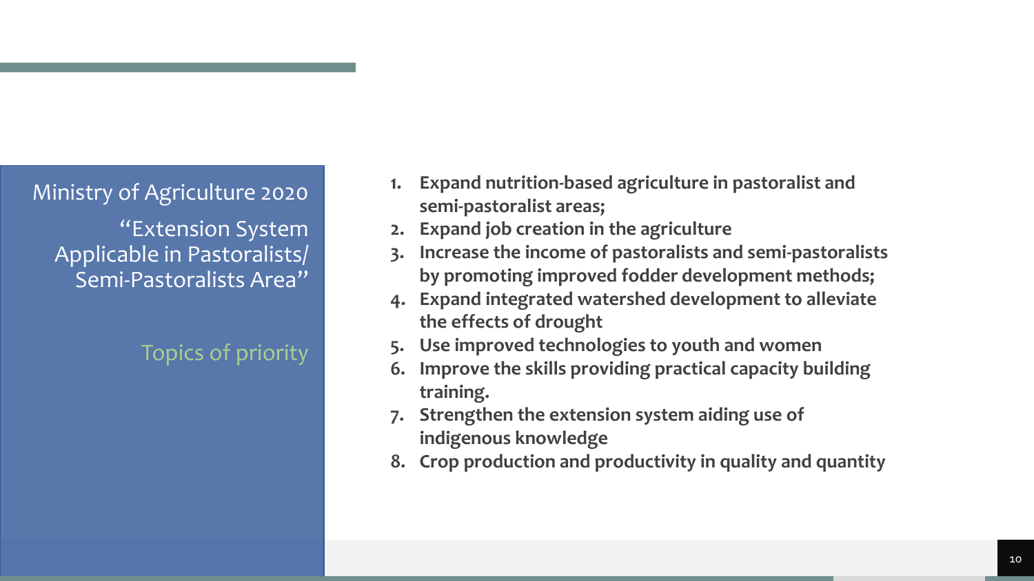## Ministry of Agriculture 2020

“Extension System Applicable in Pastoralists/ Semi-Pastoralists Area”

### Topics of priority

1. **Expand nutrition-based agriculture in pastoralist and semi-pastoralist areas;**
2. **Expand job creation in the agriculture**
3. **Increase the income of pastoralists and semi-pastoralists by promoting improved fodder development methods;**
4. **Expand integrated watershed development to alleviate the effects of drought**
5. **Use improved technologies to youth and women**
6. **Improve the skills providing practical capacity building training.**
7. **Strengthen the extension system aiding use of indigenous knowledge**
8. **Crop production and productivity in quality and quantity**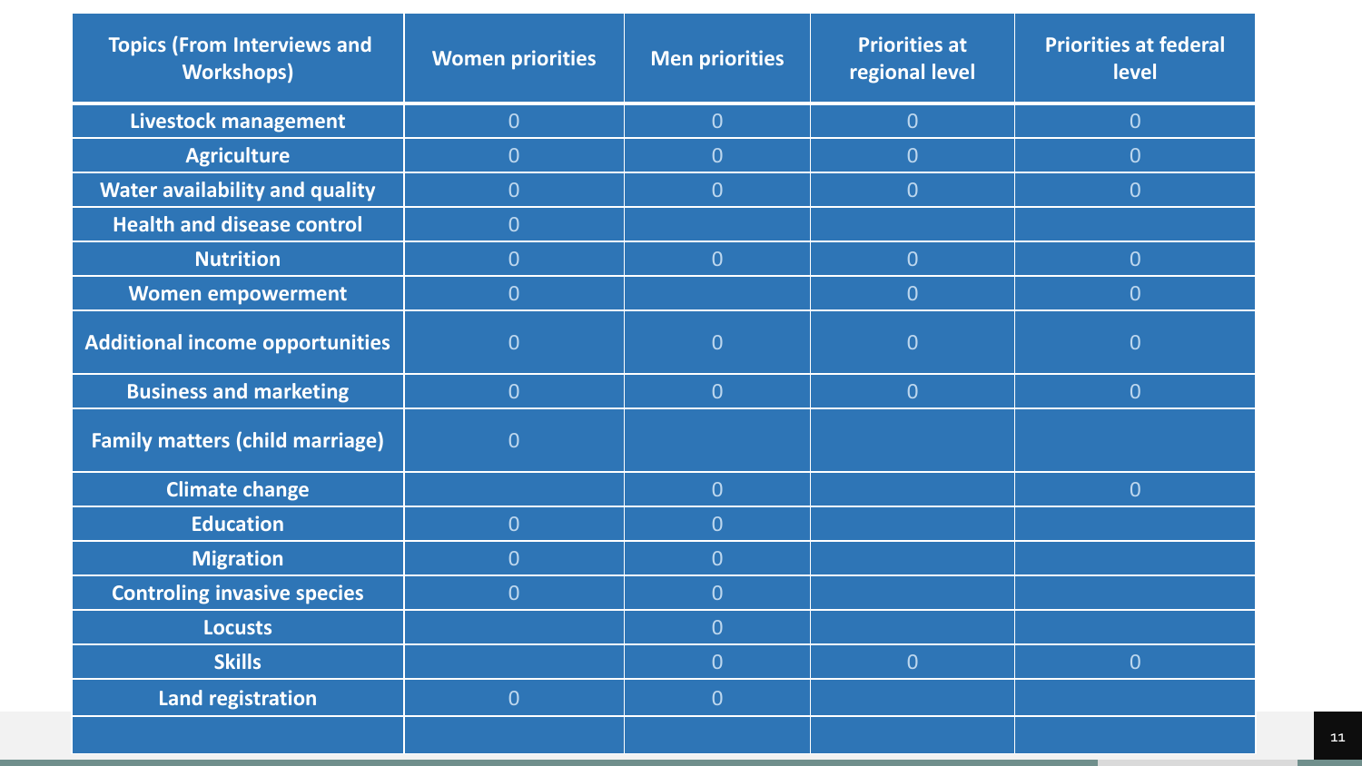| Topics (From Interviews and Workshops) | Women priorities | Men priorities | Priorities at regional level | Priorities at federal level |
|---|---|---|---|---|
| Livestock management | 0 | 0 | 0 | 0 |
| Agriculture | 0 | 0 | 0 | 0 |
| Water availability and quality | 0 | 0 | 0 | 0 |
| Health and disease control | 0 | | | |
| Nutrition | 0 | 0 | 0 | 0 |
| Women empowerment | 0 | | 0 | 0 |
| Additional income opportunities | 0 | 0 | 0 | 0 |
| Business and marketing | 0 | 0 | 0 | 0 |
| Family matters (child marriage) | 0 | | | |
| Climate change | | 0 | | 0 |
| Education | 0 | 0 | | |
| Migration | 0 | 0 | | |
| Controling invasive species | 0 | 0 | | |
| Locusts | | 0 | | |
| Skills | | 0 | 0 | 0 |
| Land registration | 0 | 0 | | |
| | | | | |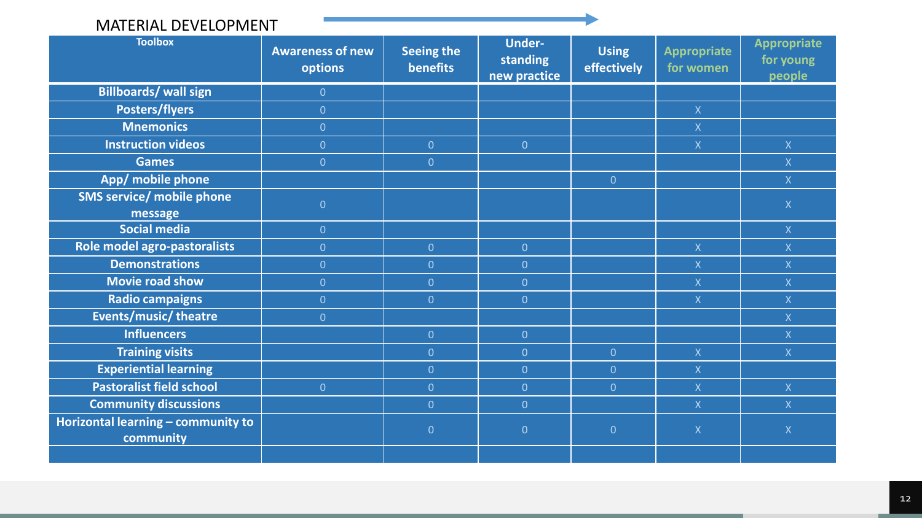MATERIAL DEVELOPMENT

| Toolbox | Awareness of new options | Seeing the benefits | Under-standing new practice | Using effectively | Appropriate for women | Appropriate for young people |
|---|---|---|---|---|---|---|
| Billboards/ wall sign | 0 | | | | | |
| Posters/flyers | 0 | | | | X | |
| Mnemonics | 0 | | | | X | |
| Instruction videos | 0 | 0 | 0 | | X | X |
| Games | 0 | 0 | | | | X |
| App/ mobile phone | | | | 0 | | X |
| SMS service/ mobile phone message | 0 | | | | | X |
| Social media | 0 | | | | | X |
| Role model agro-pastoralists | 0 | 0 | 0 | | X | X |
| Demonstrations | 0 | 0 | 0 | | X | X |
| Movie road show | 0 | 0 | 0 | | X | X |
| Radio campaigns | 0 | 0 | 0 | | X | X |
| Events/music/ theatre | 0 | | | | | X |
| Influencers | | 0 | 0 | | | X |
| Training visits | | 0 | 0 | 0 | X | X |
| Experiential learning | | 0 | 0 | 0 | X | |
| Pastoralist field school | 0 | 0 | 0 | 0 | X | X |
| Community discussions | | 0 | 0 | | X | X |
| Horizontal learning – community to community | | 0 | 0 | 0 | X | X |
| | | | | | | |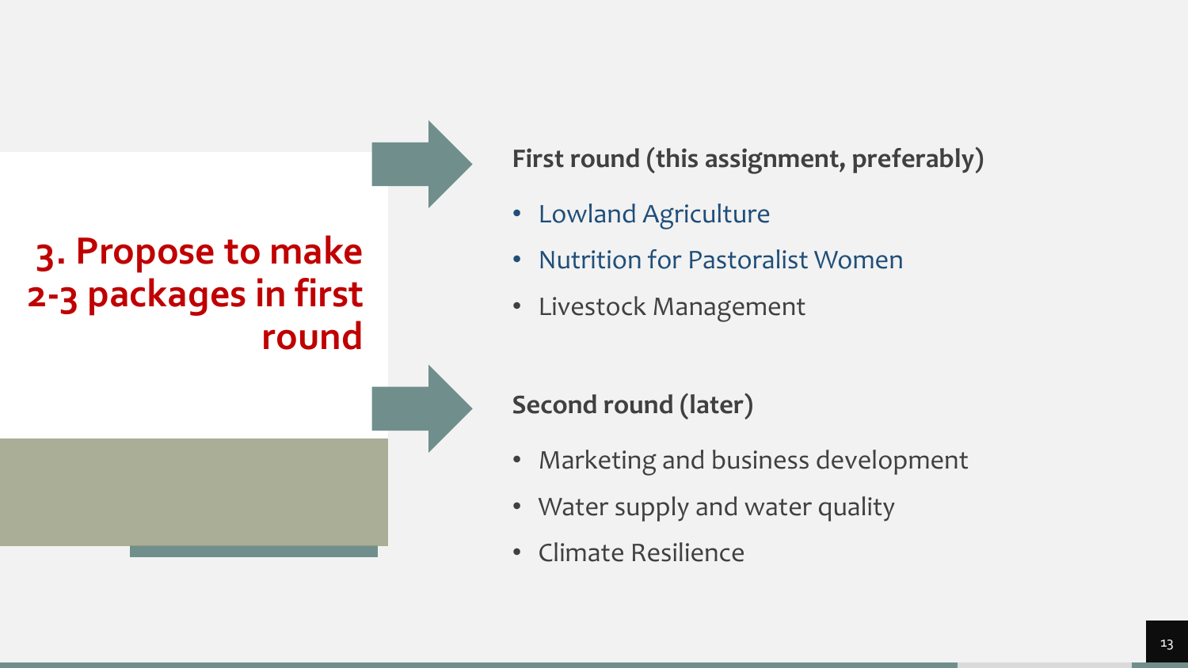# 3. Propose to make 2-3 packages in first round

**First round (this assignment, preferably)**

- Lowland Agriculture
- Nutrition for Pastoralist Women
- Livestock Management

**Second round (later)**

- Marketing and business development
- Water supply and water quality
- Climate Resilience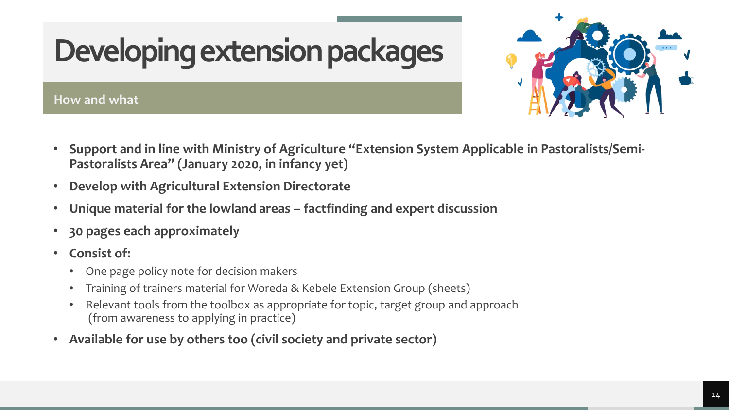# Developing extension packages

## How and what

- **Support and in line with Ministry of Agriculture "Extension System Applicable in Pastoralists/Semi-Pastoralists Area" (January 2020, in infancy yet)**
- **Develop with Agricultural Extension Directorate**
- **Unique material for the lowland areas – factfinding and expert discussion**
- **30 pages each approximately**
- **Consist of:**
  - One page policy note for decision makers
  - Training of trainers material for Woreda & Kebele Extension Group (sheets)
  - Relevant tools from the toolbox as appropriate for topic, target group and approach (from awareness to applying in practice)
- **Available for use by others too (civil society and private sector)**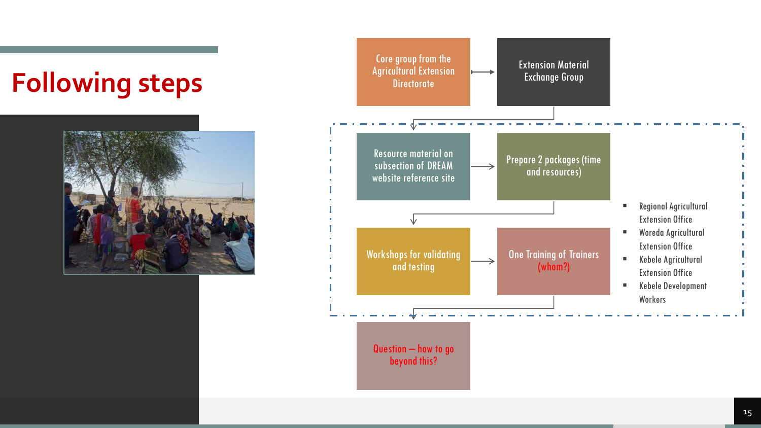# Following steps

Core group from the Agricultural Extension Directorate

Extension Material Exchange Group

Resource material on subsection of DREAM website reference site

Prepare 2 packages (time and resources)

Workshops for validating and testing

One Training of Trainers (whom?)

- Regional Agricultural Extension Office
- Woreda Agricultural Extension Office
- Kebele Agricultural Extension Office
- Kebele Development Workers

Question – how to go beyond this?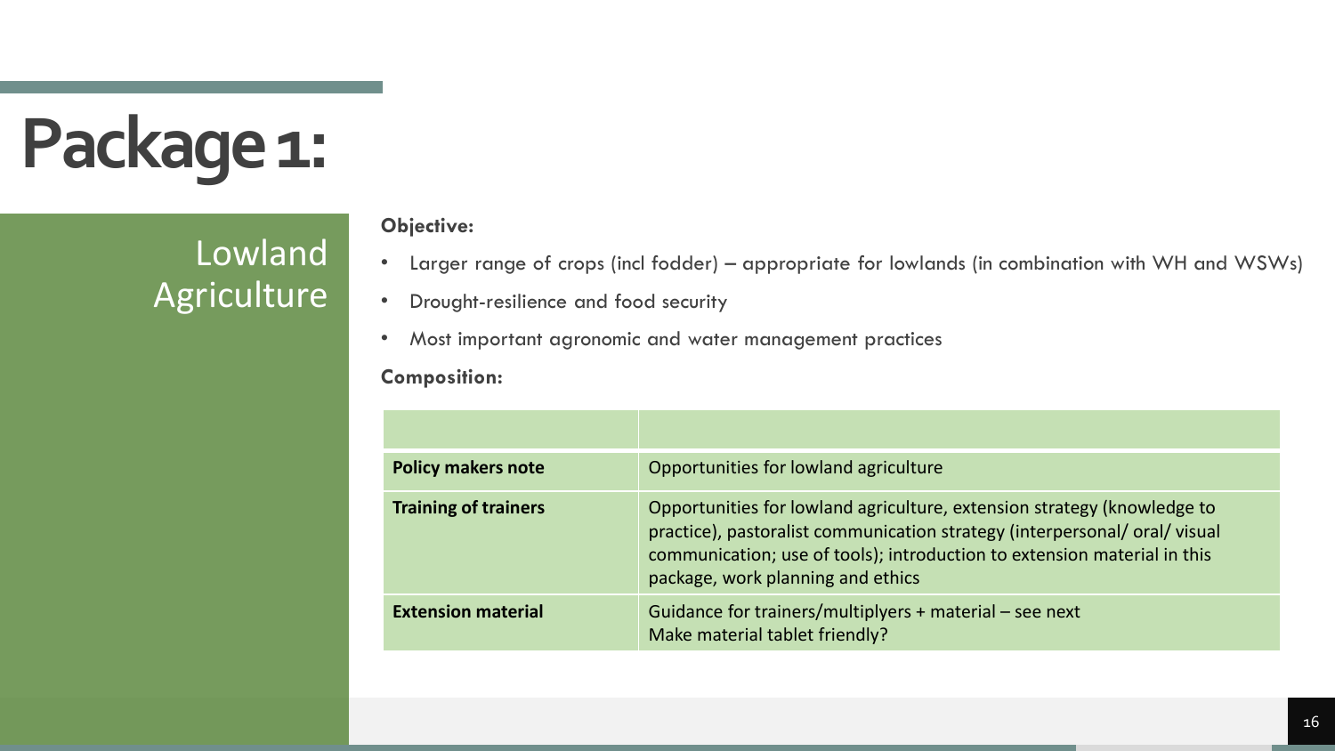# Package 1:

## Lowland Agriculture

**Objective:**

- Larger range of crops (incl fodder) – appropriate for lowlands (in combination with WH and WSWs)
- Drought-resilience and food security
- Most important agronomic and water management practices

**Composition:**

| | |
|---|---|
| **Policy makers note** | Opportunities for lowland agriculture |
| **Training of trainers** | Opportunities for lowland agriculture, extension strategy (knowledge to practice), pastoralist communication strategy (interpersonal/ oral/ visual communication; use of tools); introduction to extension material in this package, work planning and ethics |
| **Extension material** | Guidance for trainers/multiplyers + material – see next<br>Make material tablet friendly? |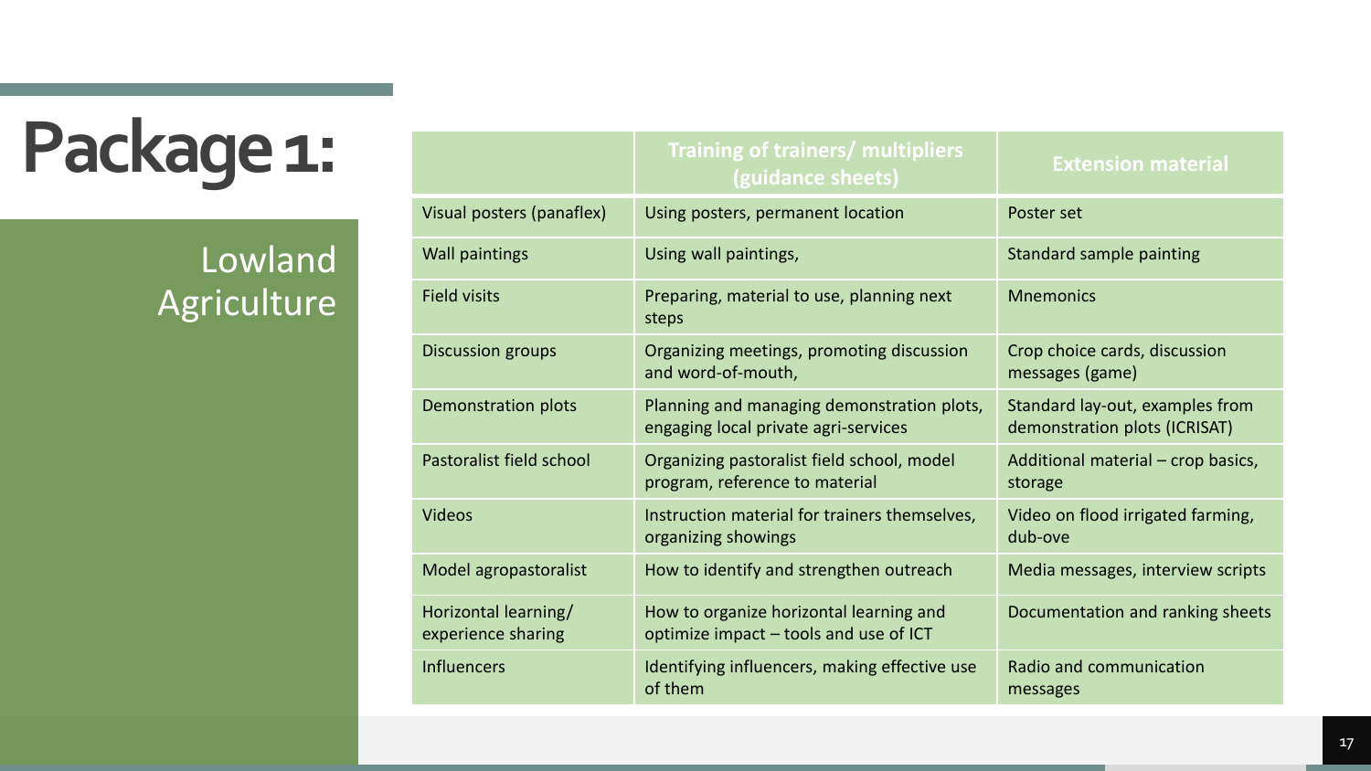# Package 1:

## Lowland Agriculture

| | Training of trainers/ multipliers (guidance sheets) | Extension material |
|---|---|---|
| Visual posters (panaflex) | Using posters, permanent location | Poster set |
| Wall paintings | Using wall paintings, | Standard sample painting |
| Field visits | Preparing, material to use, planning next steps | Mnemonics |
| Discussion groups | Organizing meetings, promoting discussion and word-of-mouth, | Crop choice cards, discussion messages (game) |
| Demonstration plots | Planning and managing demonstration plots, engaging local private agri-services | Standard lay-out, examples from demonstration plots (ICRISAT) |
| Pastoralist field school | Organizing pastoralist field school, model program, reference to material | Additional material – crop basics, storage |
| Videos | Instruction material for trainers themselves, organizing showings | Video on flood irrigated farming, dub-ove |
| Model agropastoralist | How to identify and strengthen outreach | Media messages, interview scripts |
| Horizontal learning/ experience sharing | How to organize horizontal learning and optimize impact – tools and use of ICT | Documentation and ranking sheets |
| Influencers | Identifying influencers, making effective use of them | Radio and communication messages |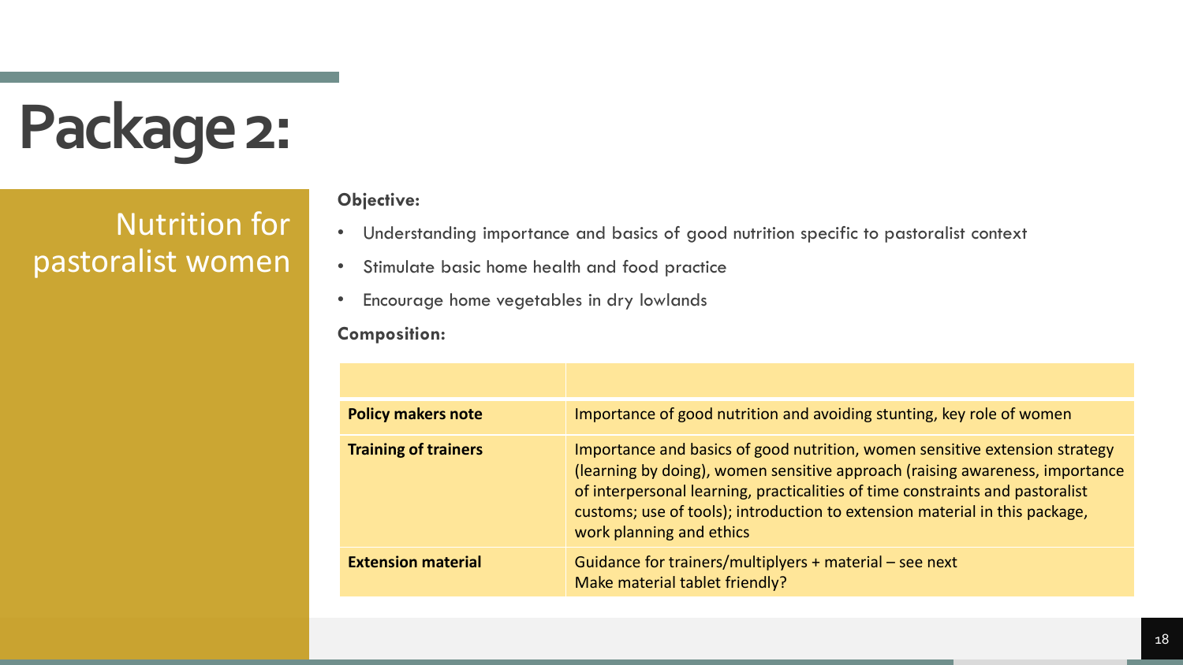# Package 2:

## Nutrition for pastoralist women

**Objective:**

- Understanding importance and basics of good nutrition specific to pastoralist context
- Stimulate basic home health and food practice
- Encourage home vegetables in dry lowlands

**Composition:**

| | |
|---|---|
| **Policy makers note** | Importance of good nutrition and avoiding stunting, key role of women |
| **Training of trainers** | Importance and basics of good nutrition, women sensitive extension strategy (learning by doing), women sensitive approach (raising awareness, importance of interpersonal learning, practicalities of time constraints and pastoralist customs; use of tools); introduction to extension material in this package, work planning and ethics |
| **Extension material** | Guidance for trainers/multiplyers + material – see next<br>Make material tablet friendly? |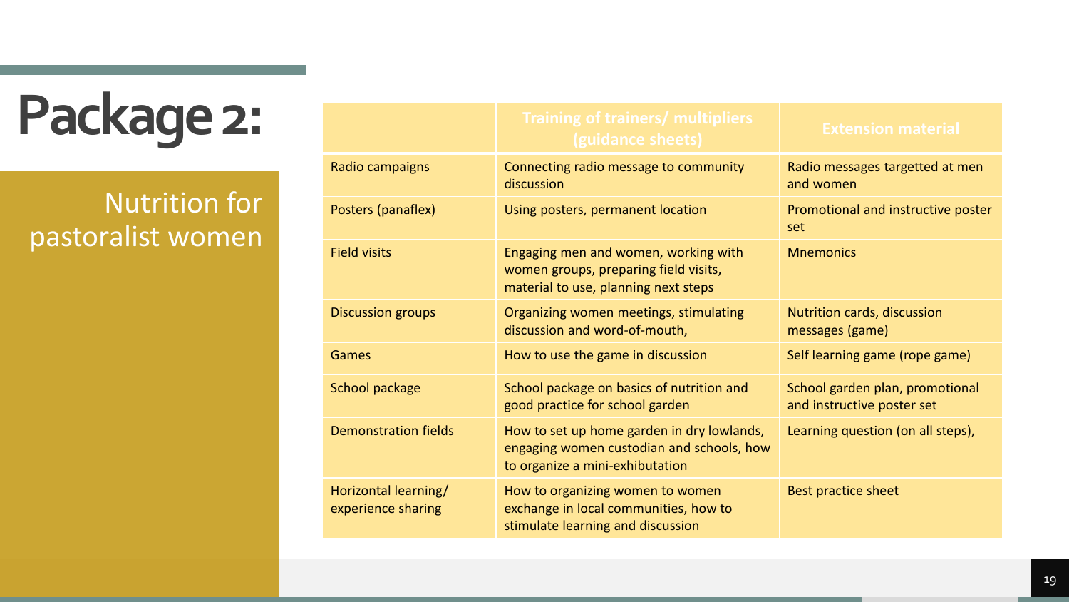# Package 2:

## Nutrition for pastoralist women

| | Training of trainers/ multipliers (guidance sheets) | Extension material |
|---|---|---|
| Radio campaigns | Connecting radio message to community discussion | Radio messages targetted at men and women |
| Posters (panaflex) | Using posters, permanent location | Promotional and instructive poster set |
| Field visits | Engaging men and women, working with women groups, preparing field visits, material to use, planning next steps | Mnemonics |
| Discussion groups | Organizing women meetings, stimulating discussion and word-of-mouth, | Nutrition cards, discussion messages (game) |
| Games | How to use the game in discussion | Self learning game (rope game) |
| School package | School package on basics of nutrition and good practice for school garden | School garden plan, promotional and instructive poster set |
| Demonstration fields | How to set up home garden in dry lowlands, engaging women custodian and schools, how to organize a mini-exhibutation | Learning question (on all steps), |
| Horizontal learning/ experience sharing | How to organizing women to women exchange in local communities, how to stimulate learning and discussion | Best practice sheet |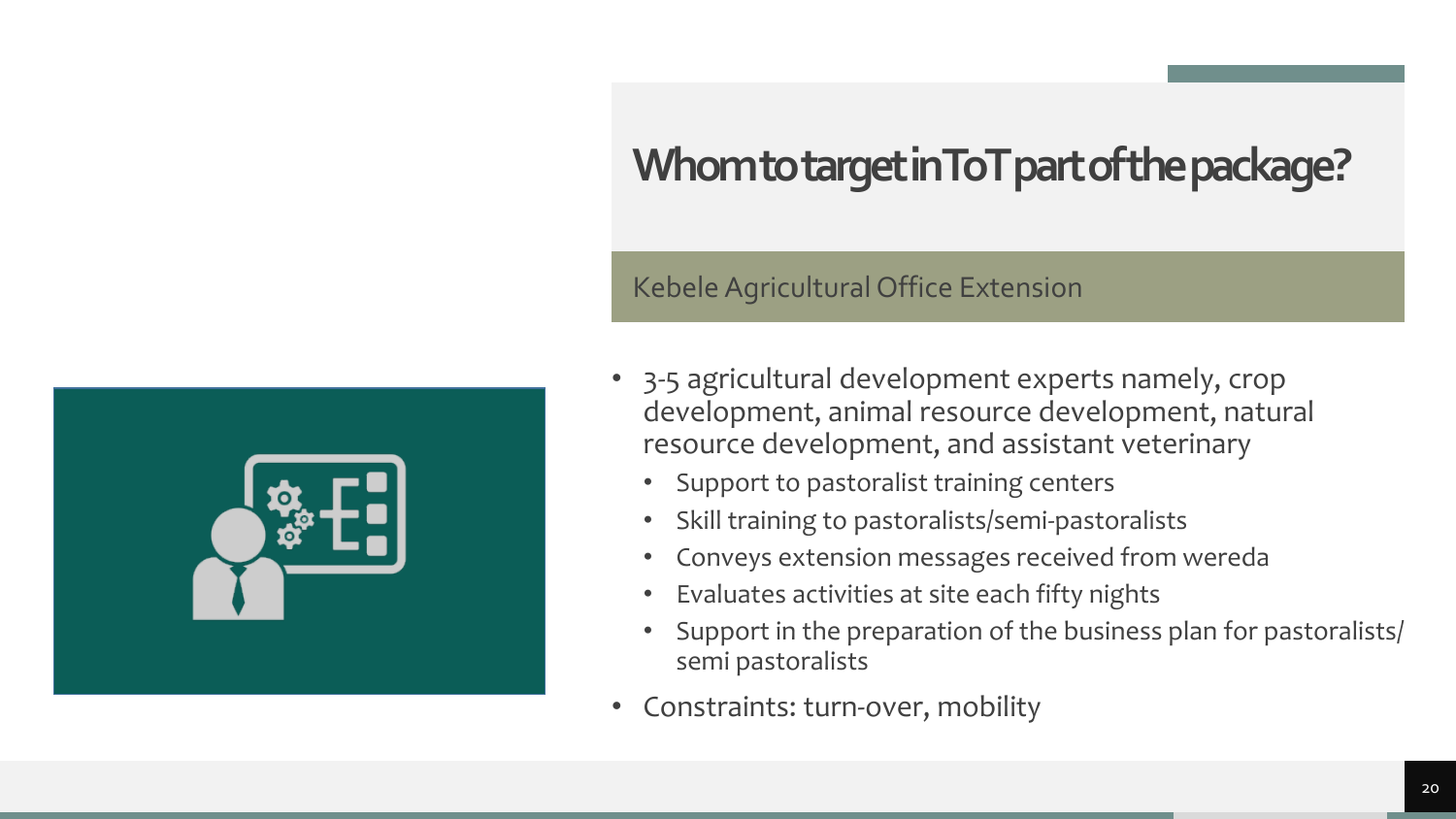# Whom to target in ToT part of the package?

## Kebele Agricultural Office Extension

- 3-5 agricultural development experts namely, crop development, animal resource development, natural resource development, and assistant veterinary
  - Support to pastoralist training centers
  - Skill training to pastoralists/semi-pastoralists
  - Conveys extension messages received from wereda
  - Evaluates activities at site each fifty nights
  - Support in the preparation of the business plan for pastoralists/ semi pastoralists
- Constraints: turn-over, mobility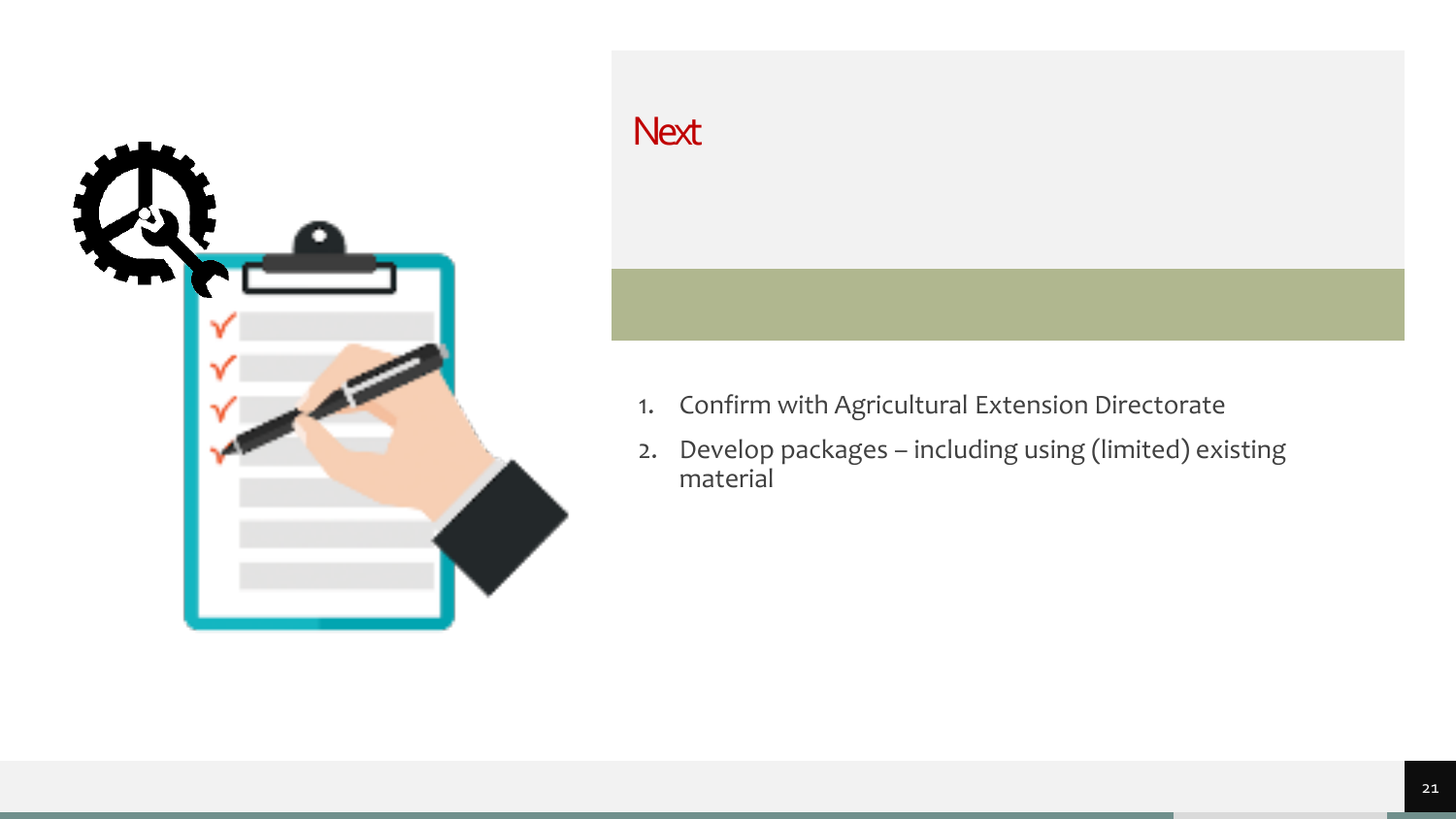# Next

1. Confirm with Agricultural Extension Directorate
2. Develop packages – including using (limited) existing material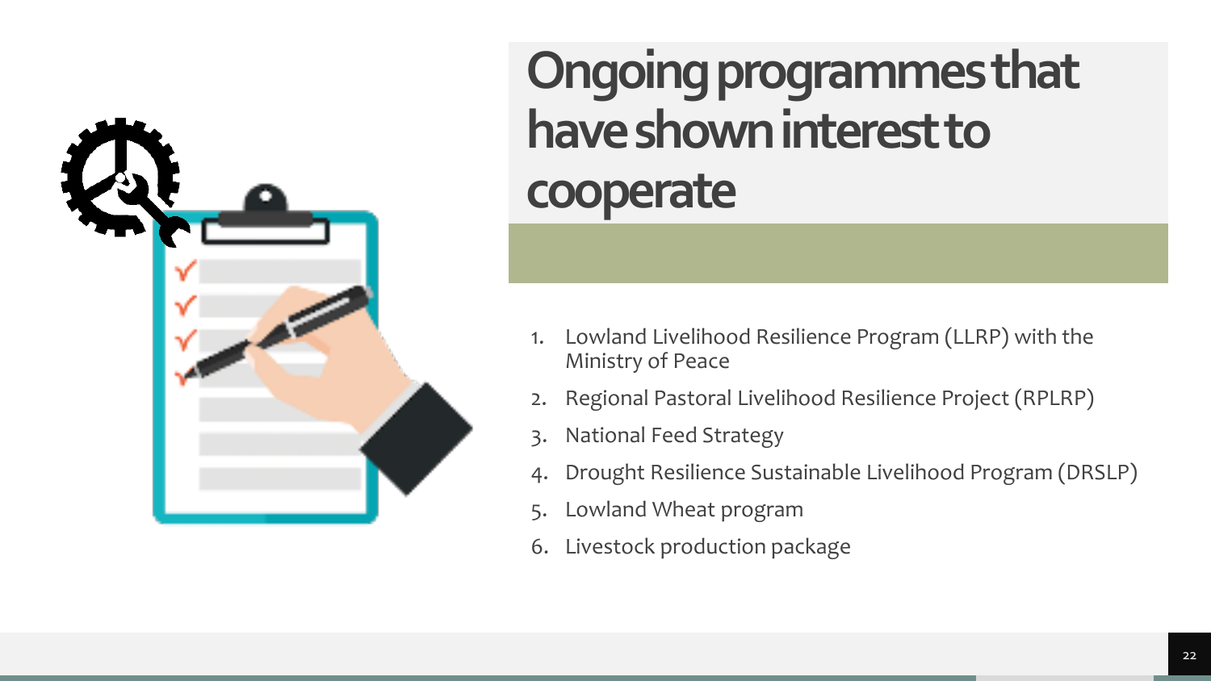# Ongoing programmes that have shown interest to cooperate

1. Lowland Livelihood Resilience Program (LLRP) with the Ministry of Peace
2. Regional Pastoral Livelihood Resilience Project (RPLRP)
3. National Feed Strategy
4. Drought Resilience Sustainable Livelihood Program (DRSLP)
5. Lowland Wheat program
6. Livestock production package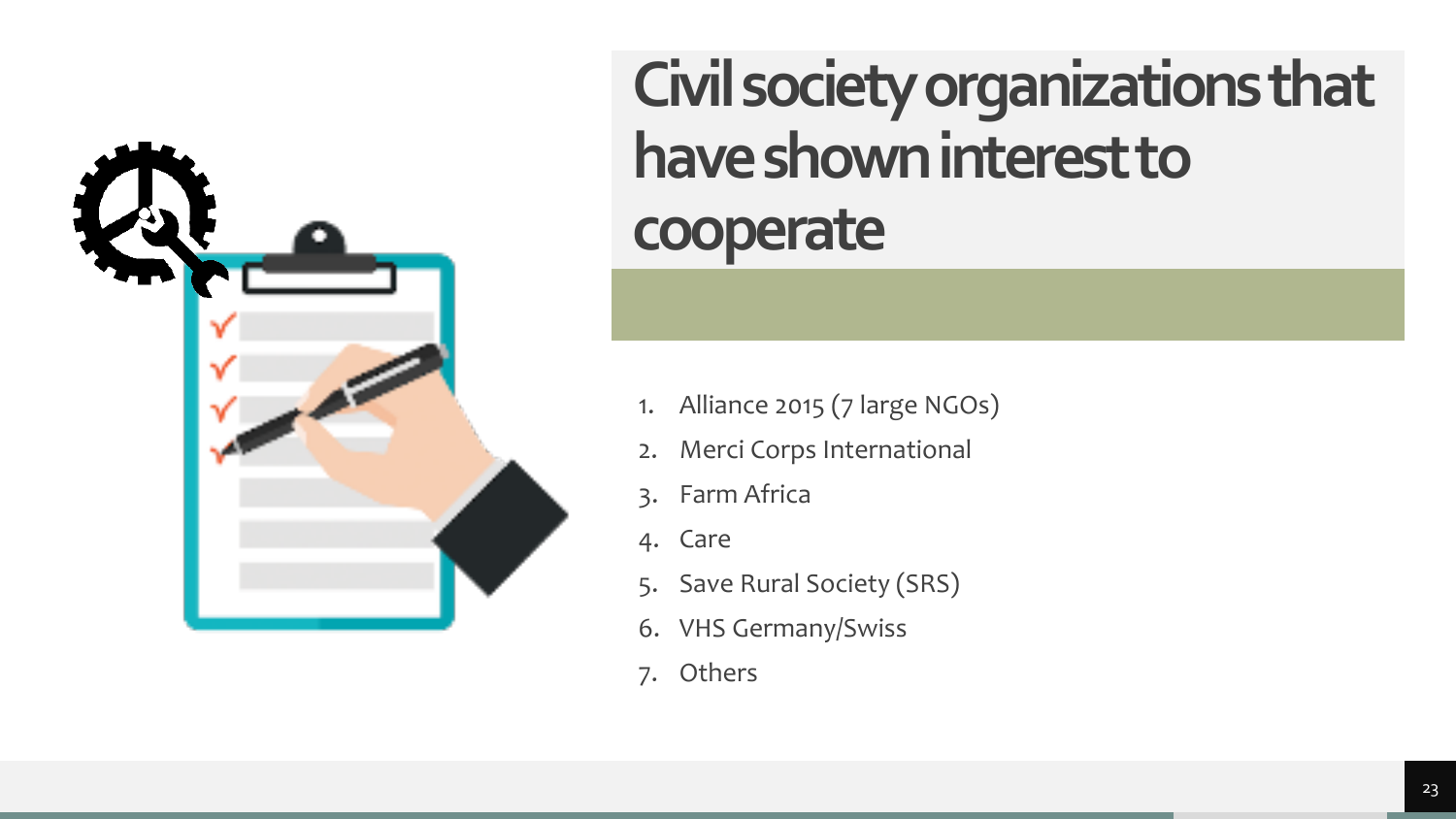# Civil society organizations that have shown interest to cooperate

1. Alliance 2015 (7 large NGOs)
2. Merci Corps International
3. Farm Africa
4. Care
5. Save Rural Society (SRS)
6. VHS Germany/Swiss
7. Others